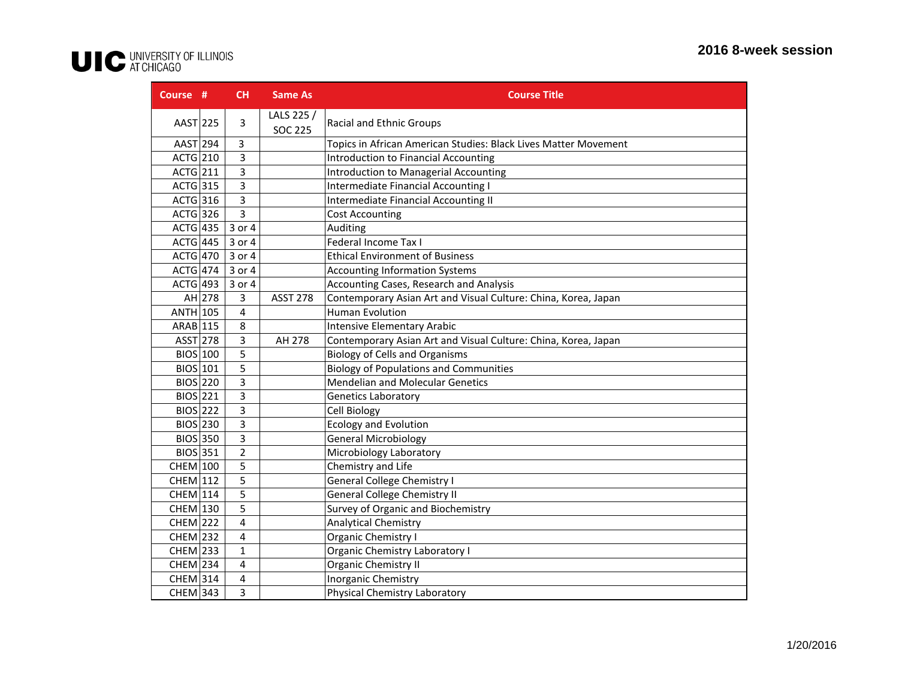# 2016 8-week session

| Course | # | CH | Same As | Course Title |
|---|---|---|---|---|
| AAST | 225 | 3 | LALS 225 / SOC 225 | Racial and Ethnic Groups |
| AAST | 294 | 3 | | Topics in African American Studies: Black Lives Matter Movement |
| ACTG | 210 | 3 | | Introduction to Financial Accounting |
| ACTG | 211 | 3 | | Introduction to Managerial Accounting |
| ACTG | 315 | 3 | | Intermediate Financial Accounting I |
| ACTG | 316 | 3 | | Intermediate Financial Accounting II |
| ACTG | 326 | 3 | | Cost Accounting |
| ACTG | 435 | 3 or 4 | | Auditing |
| ACTG | 445 | 3 or 4 | | Federal Income Tax I |
| ACTG | 470 | 3 or 4 | | Ethical Environment of Business |
| ACTG | 474 | 3 or 4 | | Accounting Information Systems |
| ACTG | 493 | 3 or 4 | | Accounting Cases, Research and Analysis |
| AH | 278 | 3 | ASST 278 | Contemporary Asian Art and Visual Culture: China, Korea, Japan |
| ANTH | 105 | 4 | | Human Evolution |
| ARAB | 115 | 8 | | Intensive Elementary Arabic |
| ASST | 278 | 3 | AH 278 | Contemporary Asian Art and Visual Culture: China, Korea, Japan |
| BIOS | 100 | 5 | | Biology of Cells and Organisms |
| BIOS | 101 | 5 | | Biology of Populations and Communities |
| BIOS | 220 | 3 | | Mendelian and Molecular Genetics |
| BIOS | 221 | 3 | | Genetics Laboratory |
| BIOS | 222 | 3 | | Cell Biology |
| BIOS | 230 | 3 | | Ecology and Evolution |
| BIOS | 350 | 3 | | General Microbiology |
| BIOS | 351 | 2 | | Microbiology Laboratory |
| CHEM | 100 | 5 | | Chemistry and Life |
| CHEM | 112 | 5 | | General College Chemistry I |
| CHEM | 114 | 5 | | General College Chemistry II |
| CHEM | 130 | 5 | | Survey of Organic and Biochemistry |
| CHEM | 222 | 4 | | Analytical Chemistry |
| CHEM | 232 | 4 | | Organic Chemistry I |
| CHEM | 233 | 1 | | Organic Chemistry Laboratory I |
| CHEM | 234 | 4 | | Organic Chemistry II |
| CHEM | 314 | 4 | | Inorganic Chemistry |
| CHEM | 343 | 3 | | Physical Chemistry Laboratory |

1/20/2016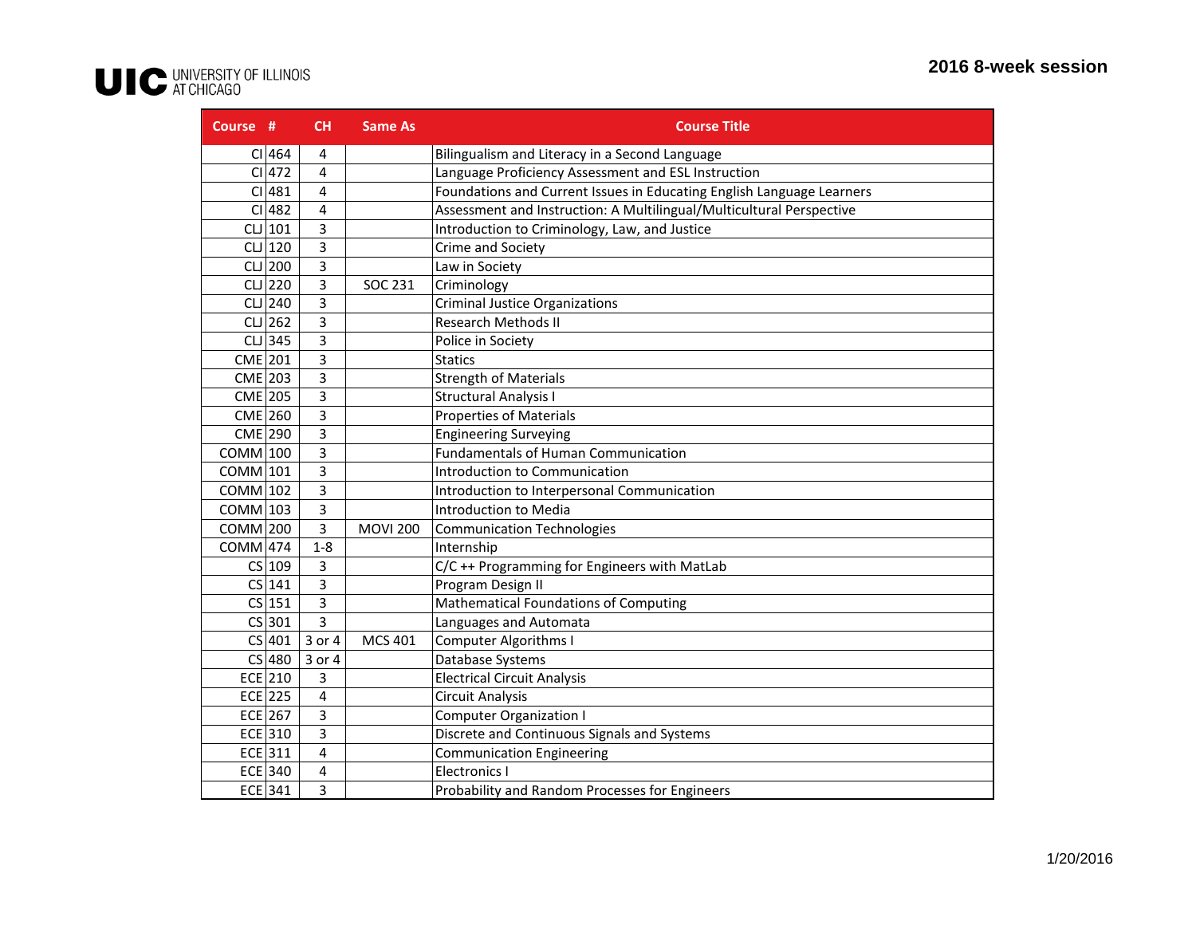# 2016 8-week session

| Course | # | CH | Same As | Course Title |
|---|---|---|---|---|
| CI | 464 | 4 | | Bilingualism and Literacy in a Second Language |
| CI | 472 | 4 | | Language Proficiency Assessment and ESL Instruction |
| CI | 481 | 4 | | Foundations and Current Issues in Educating English Language Learners |
| CI | 482 | 4 | | Assessment and Instruction: A Multilingual/Multicultural Perspective |
| CLJ | 101 | 3 | | Introduction to Criminology, Law, and Justice |
| CLJ | 120 | 3 | | Crime and Society |
| CLJ | 200 | 3 | | Law in Society |
| CLJ | 220 | 3 | SOC 231 | Criminology |
| CLJ | 240 | 3 | | Criminal Justice Organizations |
| CLJ | 262 | 3 | | Research Methods II |
| CLJ | 345 | 3 | | Police in Society |
| CME | 201 | 3 | | Statics |
| CME | 203 | 3 | | Strength of Materials |
| CME | 205 | 3 | | Structural Analysis I |
| CME | 260 | 3 | | Properties of Materials |
| CME | 290 | 3 | | Engineering Surveying |
| COMM | 100 | 3 | | Fundamentals of Human Communication |
| COMM | 101 | 3 | | Introduction to Communication |
| COMM | 102 | 3 | | Introduction to Interpersonal Communication |
| COMM | 103 | 3 | | Introduction to Media |
| COMM | 200 | 3 | MOVI 200 | Communication Technologies |
| COMM | 474 | 1-8 | | Internship |
| CS | 109 | 3 | | C/C ++ Programming for Engineers with MatLab |
| CS | 141 | 3 | | Program Design II |
| CS | 151 | 3 | | Mathematical Foundations of Computing |
| CS | 301 | 3 | | Languages and Automata |
| CS | 401 | 3 or 4 | MCS 401 | Computer Algorithms I |
| CS | 480 | 3 or 4 | | Database Systems |
| ECE | 210 | 3 | | Electrical Circuit Analysis |
| ECE | 225 | 4 | | Circuit Analysis |
| ECE | 267 | 3 | | Computer Organization I |
| ECE | 310 | 3 | | Discrete and Continuous Signals and Systems |
| ECE | 311 | 4 | | Communication Engineering |
| ECE | 340 | 4 | | Electronics I |
| ECE | 341 | 3 | | Probability and Random Processes for Engineers |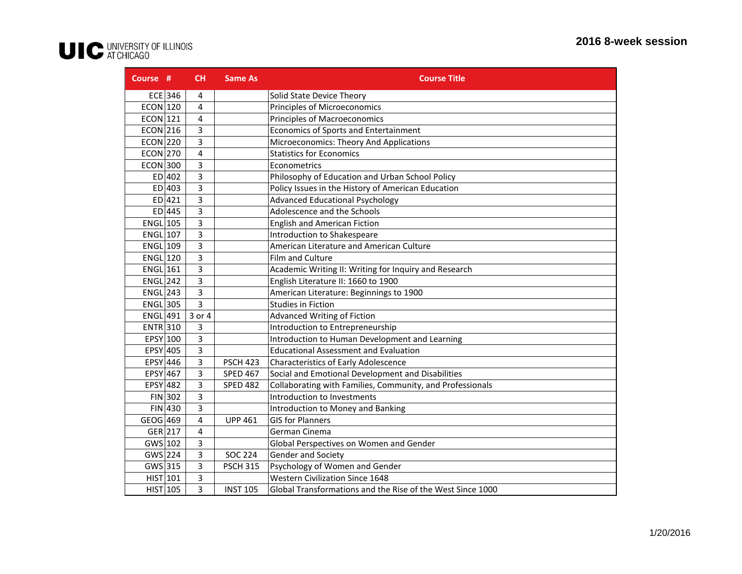UIC UNIVERSITY OF ILLINOIS AT CHICAGO

**2016 8-week session**

| Course | # | CH | Same As | Course Title |
|---|---|---|---|---|
| ECE | 346 | 4 | | Solid State Device Theory |
| ECON | 120 | 4 | | Principles of Microeconomics |
| ECON | 121 | 4 | | Principles of Macroeconomics |
| ECON | 216 | 3 | | Economics of Sports and Entertainment |
| ECON | 220 | 3 | | Microeconomics: Theory And Applications |
| ECON | 270 | 4 | | Statistics for Economics |
| ECON | 300 | 3 | | Econometrics |
| ED | 402 | 3 | | Philosophy of Education and Urban School Policy |
| ED | 403 | 3 | | Policy Issues in the History of American Education |
| ED | 421 | 3 | | Advanced Educational Psychology |
| ED | 445 | 3 | | Adolescence and the Schools |
| ENGL | 105 | 3 | | English and American Fiction |
| ENGL | 107 | 3 | | Introduction to Shakespeare |
| ENGL | 109 | 3 | | American Literature and American Culture |
| ENGL | 120 | 3 | | Film and Culture |
| ENGL | 161 | 3 | | Academic Writing II: Writing for Inquiry and Research |
| ENGL | 242 | 3 | | English Literature II: 1660 to 1900 |
| ENGL | 243 | 3 | | American Literature: Beginnings to 1900 |
| ENGL | 305 | 3 | | Studies in Fiction |
| ENGL | 491 | 3 or 4 | | Advanced Writing of Fiction |
| ENTR | 310 | 3 | | Introduction to Entrepreneurship |
| EPSY | 100 | 3 | | Introduction to Human Development and Learning |
| EPSY | 405 | 3 | | Educational Assessment and Evaluation |
| EPSY | 446 | 3 | PSCH 423 | Characteristics of Early Adolescence |
| EPSY | 467 | 3 | SPED 467 | Social and Emotional Development and Disabilities |
| EPSY | 482 | 3 | SPED 482 | Collaborating with Families, Community, and Professionals |
| FIN | 302 | 3 | | Introduction to Investments |
| FIN | 430 | 3 | | Introduction to Money and Banking |
| GEOG | 469 | 4 | UPP 461 | GIS for Planners |
| GER | 217 | 4 | | German Cinema |
| GWS | 102 | 3 | | Global Perspectives on Women and Gender |
| GWS | 224 | 3 | SOC 224 | Gender and Society |
| GWS | 315 | 3 | PSCH 315 | Psychology of Women and Gender |
| HIST | 101 | 3 | | Western Civilization Since 1648 |
| HIST | 105 | 3 | INST 105 | Global Transformations and the Rise of the West Since 1000 |

1/20/2016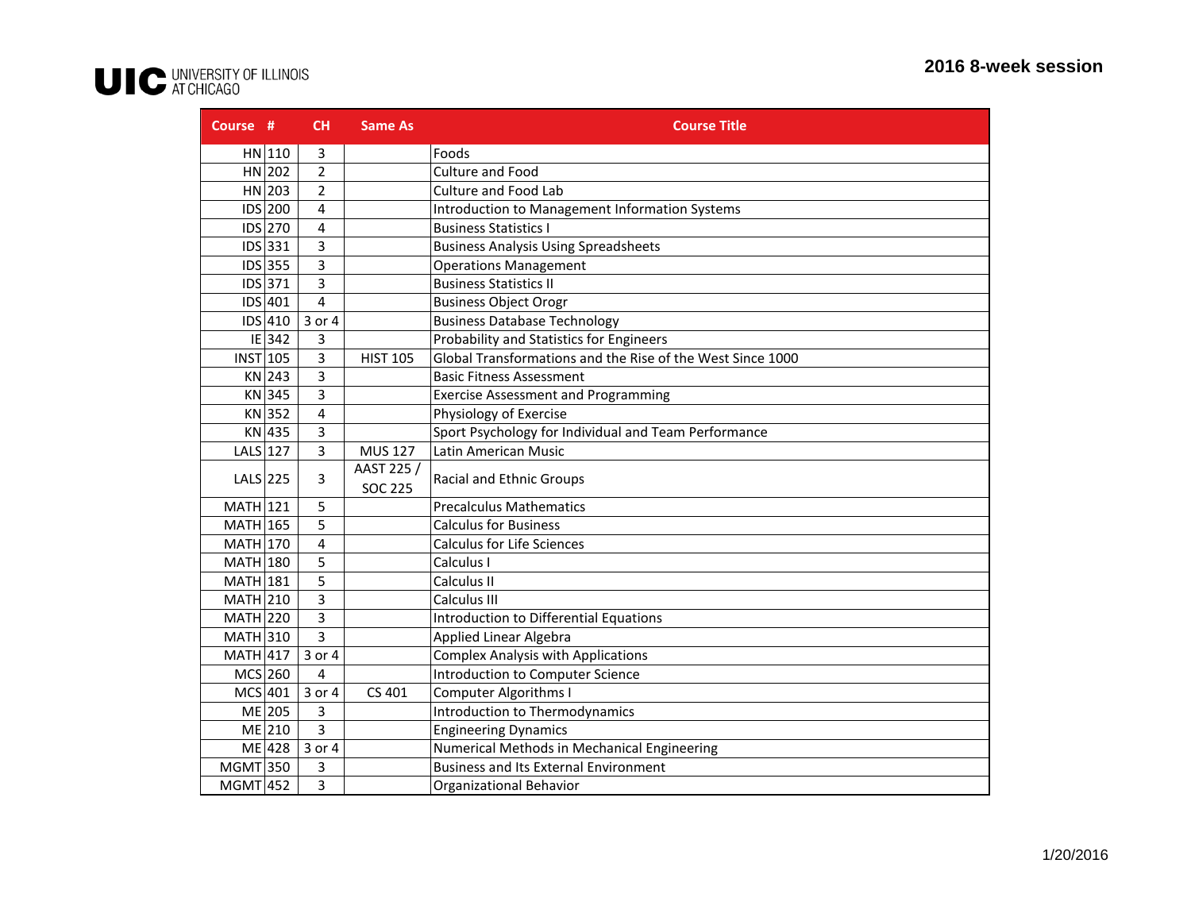UIC UNIVERSITY OF ILLINOIS AT CHICAGO

## 2016 8-week session

| Course | # | CH | Same As | Course Title |
|---|---|---|---|---|
| HN | 110 | 3 | | Foods |
| HN | 202 | 2 | | Culture and Food |
| HN | 203 | 2 | | Culture and Food Lab |
| IDS | 200 | 4 | | Introduction to Management Information Systems |
| IDS | 270 | 4 | | Business Statistics I |
| IDS | 331 | 3 | | Business Analysis Using Spreadsheets |
| IDS | 355 | 3 | | Operations Management |
| IDS | 371 | 3 | | Business Statistics II |
| IDS | 401 | 4 | | Business Object Orogr |
| IDS | 410 | 3 or 4 | | Business Database Technology |
| IE | 342 | 3 | | Probability and Statistics for Engineers |
| INST | 105 | 3 | HIST 105 | Global Transformations and the Rise of the West Since 1000 |
| KN | 243 | 3 | | Basic Fitness Assessment |
| KN | 345 | 3 | | Exercise Assessment and Programming |
| KN | 352 | 4 | | Physiology of Exercise |
| KN | 435 | 3 | | Sport Psychology for Individual and Team Performance |
| LALS | 127 | 3 | MUS 127 | Latin American Music |
| LALS | 225 | 3 | AAST 225 / SOC 225 | Racial and Ethnic Groups |
| MATH | 121 | 5 | | Precalculus Mathematics |
| MATH | 165 | 5 | | Calculus for Business |
| MATH | 170 | 4 | | Calculus for Life Sciences |
| MATH | 180 | 5 | | Calculus I |
| MATH | 181 | 5 | | Calculus II |
| MATH | 210 | 3 | | Calculus III |
| MATH | 220 | 3 | | Introduction to Differential Equations |
| MATH | 310 | 3 | | Applied Linear Algebra |
| MATH | 417 | 3 or 4 | | Complex Analysis with Applications |
| MCS | 260 | 4 | | Introduction to Computer Science |
| MCS | 401 | 3 or 4 | CS 401 | Computer Algorithms I |
| ME | 205 | 3 | | Introduction to Thermodynamics |
| ME | 210 | 3 | | Engineering Dynamics |
| ME | 428 | 3 or 4 | | Numerical Methods in Mechanical Engineering |
| MGMT | 350 | 3 | | Business and Its External Environment |
| MGMT | 452 | 3 | | Organizational Behavior |

1/20/2016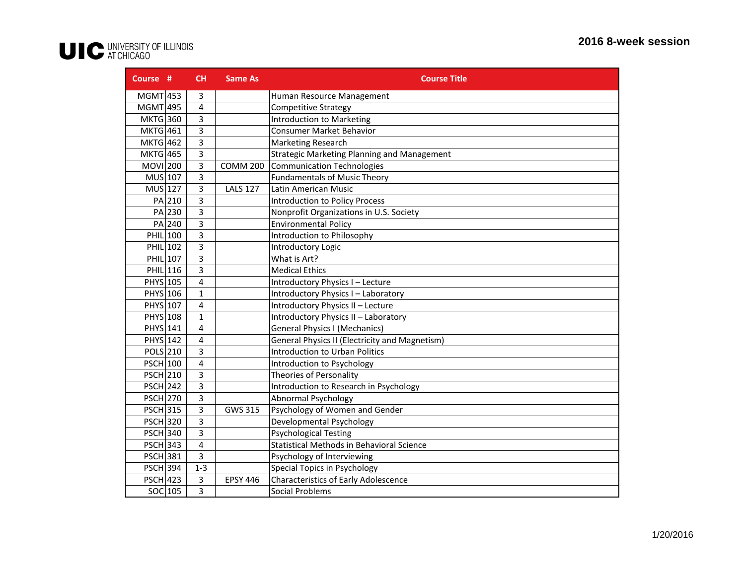UIC UNIVERSITY OF ILLINOIS AT CHICAGO

## 2016 8-week session

| Course | # | CH | Same As | Course Title |
|---|---|---|---|---|
| MGMT | 453 | 3 | | Human Resource Management |
| MGMT | 495 | 4 | | Competitive Strategy |
| MKTG | 360 | 3 | | Introduction to Marketing |
| MKTG | 461 | 3 | | Consumer Market Behavior |
| MKTG | 462 | 3 | | Marketing Research |
| MKTG | 465 | 3 | | Strategic Marketing Planning and Management |
| MOVI | 200 | 3 | COMM 200 | Communication Technologies |
| MUS | 107 | 3 | | Fundamentals of Music Theory |
| MUS | 127 | 3 | LALS 127 | Latin American Music |
| PA | 210 | 3 | | Introduction to Policy Process |
| PA | 230 | 3 | | Nonprofit Organizations in U.S. Society |
| PA | 240 | 3 | | Environmental Policy |
| PHIL | 100 | 3 | | Introduction to Philosophy |
| PHIL | 102 | 3 | | Introductory Logic |
| PHIL | 107 | 3 | | What is Art? |
| PHIL | 116 | 3 | | Medical Ethics |
| PHYS | 105 | 4 | | Introductory Physics I – Lecture |
| PHYS | 106 | 1 | | Introductory Physics I – Laboratory |
| PHYS | 107 | 4 | | Introductory Physics II – Lecture |
| PHYS | 108 | 1 | | Introductory Physics II – Laboratory |
| PHYS | 141 | 4 | | General Physics I (Mechanics) |
| PHYS | 142 | 4 | | General Physics II (Electricity and Magnetism) |
| POLS | 210 | 3 | | Introduction to Urban Politics |
| PSCH | 100 | 4 | | Introduction to Psychology |
| PSCH | 210 | 3 | | Theories of Personality |
| PSCH | 242 | 3 | | Introduction to Research in Psychology |
| PSCH | 270 | 3 | | Abnormal Psychology |
| PSCH | 315 | 3 | GWS 315 | Psychology of Women and Gender |
| PSCH | 320 | 3 | | Developmental Psychology |
| PSCH | 340 | 3 | | Psychological Testing |
| PSCH | 343 | 4 | | Statistical Methods in Behavioral Science |
| PSCH | 381 | 3 | | Psychology of Interviewing |
| PSCH | 394 | 1-3 | | Special Topics in Psychology |
| PSCH | 423 | 3 | EPSY 446 | Characteristics of Early Adolescence |
| SOC | 105 | 3 | | Social Problems |

1/20/2016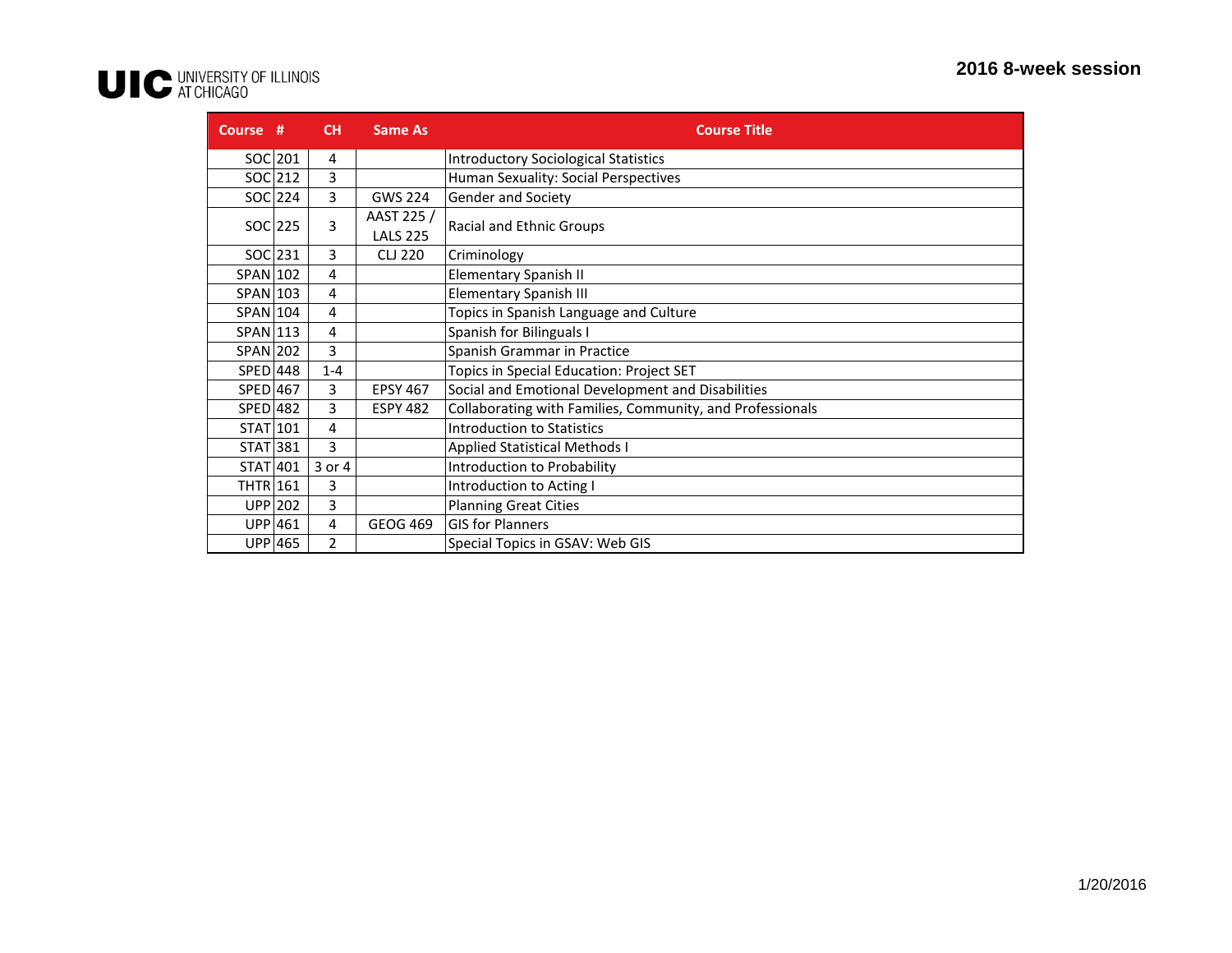UIC UNIVERSITY OF ILLINOIS AT CHICAGO

## 2016 8-week session

| Course | # | CH | Same As | Course Title |
|---|---|---|---|---|
| SOC | 201 | 4 | | Introductory Sociological Statistics |
| SOC | 212 | 3 | | Human Sexuality: Social Perspectives |
| SOC | 224 | 3 | GWS 224 | Gender and Society |
| SOC | 225 | 3 | AAST 225 / LALS 225 | Racial and Ethnic Groups |
| SOC | 231 | 3 | CLJ 220 | Criminology |
| SPAN | 102 | 4 | | Elementary Spanish II |
| SPAN | 103 | 4 | | Elementary Spanish III |
| SPAN | 104 | 4 | | Topics in Spanish Language and Culture |
| SPAN | 113 | 4 | | Spanish for Bilinguals I |
| SPAN | 202 | 3 | | Spanish Grammar in Practice |
| SPED | 448 | 1-4 | | Topics in Special Education: Project SET |
| SPED | 467 | 3 | EPSY 467 | Social and Emotional Development and Disabilities |
| SPED | 482 | 3 | ESPY 482 | Collaborating with Families, Community, and Professionals |
| STAT | 101 | 4 | | Introduction to Statistics |
| STAT | 381 | 3 | | Applied Statistical Methods I |
| STAT | 401 | 3 or 4 | | Introduction to Probability |
| THTR | 161 | 3 | | Introduction to Acting I |
| UPP | 202 | 3 | | Planning Great Cities |
| UPP | 461 | 4 | GEOG 469 | GIS for Planners |
| UPP | 465 | 2 | | Special Topics in GSAV: Web GIS |

1/20/2016